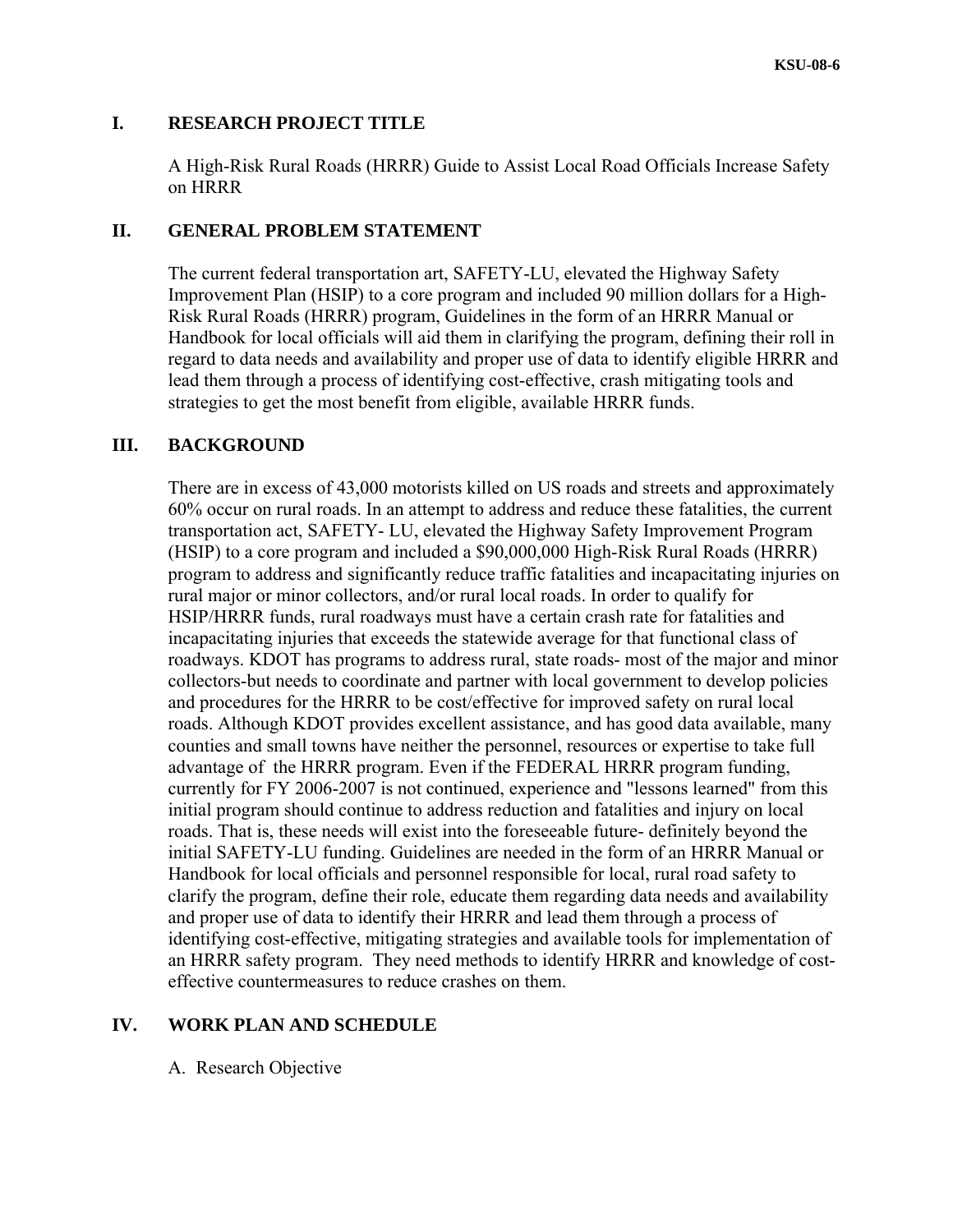## I. RESEARCH PROJECT TITLE

A High-Risk Rural Roads (HRRR) Guide to Assist Local Road Officials Increase Safety on HRRR

## II. GENERAL PROBLEM STATEMENT

The current federal transportation art, SAFETY-LU, elevated the Highway Safety Improvement Plan (HSIP) to a core program and included 90 million dollars for a High-Risk Rural Roads (HRRR) program, Guidelines in the form of an HRRR Manual or Handbook for local officials will aid them in clarifying the program, defining their roll in regard to data needs and availability and proper use of data to identify eligible HRRR and lead them through a process of identifying cost-effective, crash mitigating tools and strategies to get the most benefit from eligible, available HRRR funds.

## III. BACKGROUND

There are in excess of 43,000 motorists killed on US roads and streets and approximately 60% occur on rural roads. In an attempt to address and reduce these fatalities, the current transportation act, SAFETY- LU, elevated the Highway Safety Improvement Program (HSIP) to a core program and included a $90,000,000 High-Risk Rural Roads (HRRR) program to address and significantly reduce traffic fatalities and incapacitating injuries on rural major or minor collectors, and/or rural local roads. In order to qualify for HSIP/HRRR funds, rural roadways must have a certain crash rate for fatalities and incapacitating injuries that exceeds the statewide average for that functional class of roadways. KDOT has programs to address rural, state roads- most of the major and minor collectors-but needs to coordinate and partner with local government to develop policies and procedures for the HRRR to be cost/effective for improved safety on rural local roads. Although KDOT provides excellent assistance, and has good data available, many counties and small towns have neither the personnel, resources or expertise to take full advantage of the HRRR program. Even if the FEDERAL HRRR program funding, currently for FY 2006-2007 is not continued, experience and "lessons learned" from this initial program should continue to address reduction and fatalities and injury on local roads. That is, these needs will exist into the foreseeable future- definitely beyond the initial SAFETY-LU funding. Guidelines are needed in the form of an HRRR Manual or Handbook for local officials and personnel responsible for local, rural road safety to clarify the program, define their role, educate them regarding data needs and availability and proper use of data to identify their HRRR and lead them through a process of identifying cost-effective, mitigating strategies and available tools for implementation of an HRRR safety program. They need methods to identify HRRR and knowledge of cost-effective countermeasures to reduce crashes on them.

## IV. WORK PLAN AND SCHEDULE

A. Research Objective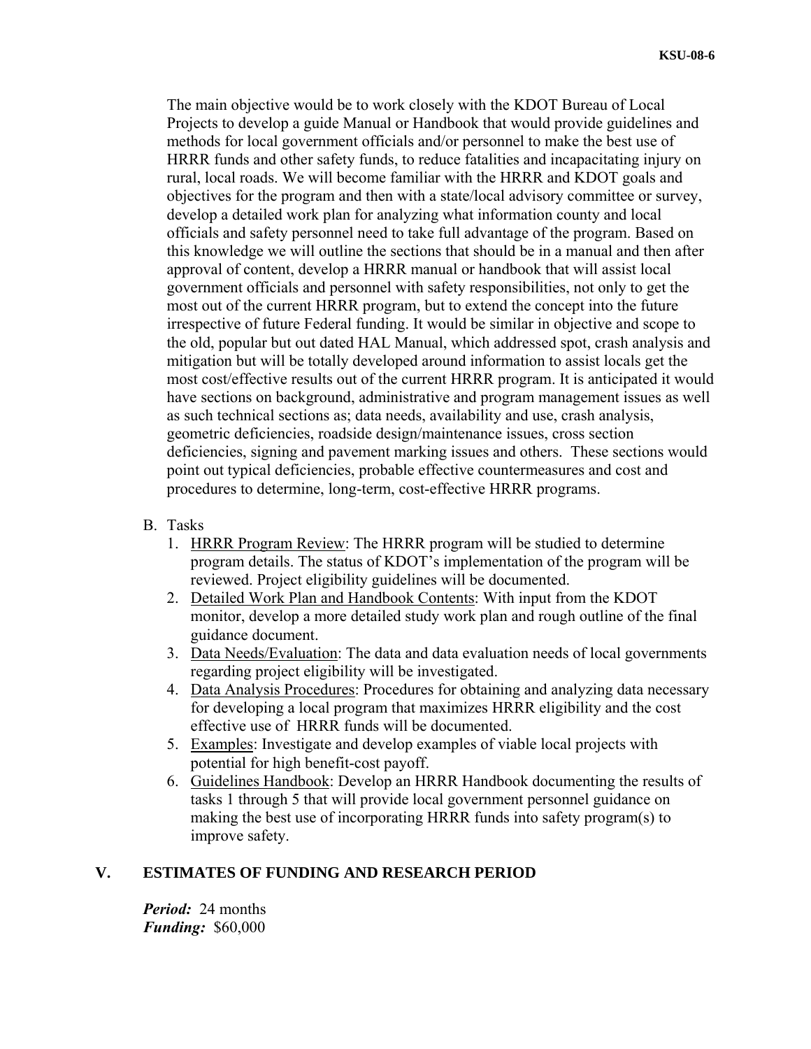The main objective would be to work closely with the KDOT Bureau of Local Projects to develop a guide Manual or Handbook that would provide guidelines and methods for local government officials and/or personnel to make the best use of HRRR funds and other safety funds, to reduce fatalities and incapacitating injury on rural, local roads. We will become familiar with the HRRR and KDOT goals and objectives for the program and then with a state/local advisory committee or survey, develop a detailed work plan for analyzing what information county and local officials and safety personnel need to take full advantage of the program. Based on this knowledge we will outline the sections that should be in a manual and then after approval of content, develop a HRRR manual or handbook that will assist local government officials and personnel with safety responsibilities, not only to get the most out of the current HRRR program, but to extend the concept into the future irrespective of future Federal funding. It would be similar in objective and scope to the old, popular but out dated HAL Manual, which addressed spot, crash analysis and mitigation but will be totally developed around information to assist locals get the most cost/effective results out of the current HRRR program. It is anticipated it would have sections on background, administrative and program management issues as well as such technical sections as; data needs, availability and use, crash analysis, geometric deficiencies, roadside design/maintenance issues, cross section deficiencies, signing and pavement marking issues and others. These sections would point out typical deficiencies, probable effective countermeasures and cost and procedures to determine, long-term, cost-effective HRRR programs.

B. Tasks

1. HRRR Program Review: The HRRR program will be studied to determine program details. The status of KDOT's implementation of the program will be reviewed. Project eligibility guidelines will be documented.
2. Detailed Work Plan and Handbook Contents: With input from the KDOT monitor, develop a more detailed study work plan and rough outline of the final guidance document.
3. Data Needs/Evaluation: The data and data evaluation needs of local governments regarding project eligibility will be investigated.
4. Data Analysis Procedures: Procedures for obtaining and analyzing data necessary for developing a local program that maximizes HRRR eligibility and the cost effective use of HRRR funds will be documented.
5. Examples: Investigate and develop examples of viable local projects with potential for high benefit-cost payoff.
6. Guidelines Handbook: Develop an HRRR Handbook documenting the results of tasks 1 through 5 that will provide local government personnel guidance on making the best use of incorporating HRRR funds into safety program(s) to improve safety.

## V. ESTIMATES OF FUNDING AND RESEARCH PERIOD

***Period:*** 24 months
***Funding:*** $60,000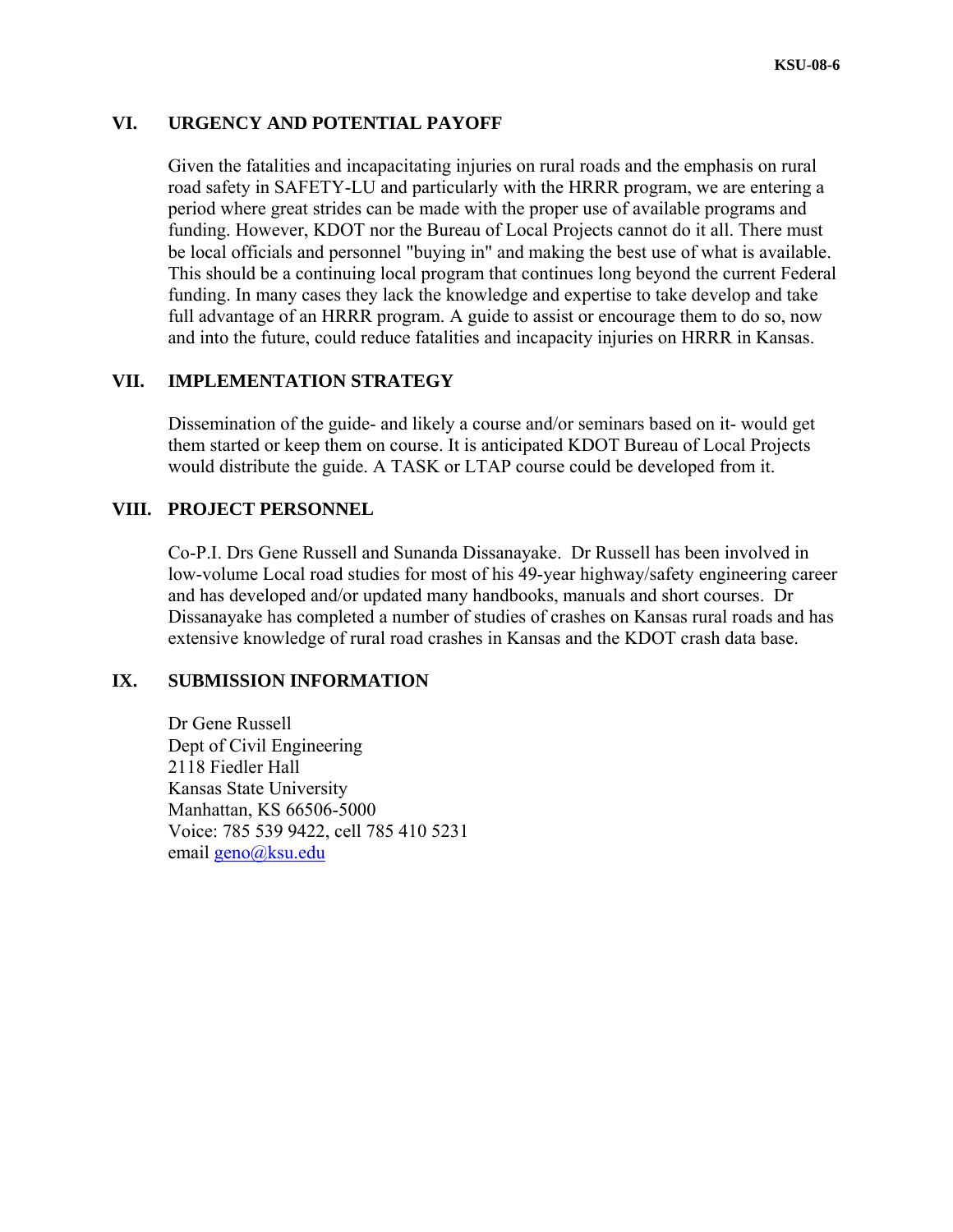## VI. URGENCY AND POTENTIAL PAYOFF

Given the fatalities and incapacitating injuries on rural roads and the emphasis on rural road safety in SAFETY-LU and particularly with the HRRR program, we are entering a period where great strides can be made with the proper use of available programs and funding. However, KDOT nor the Bureau of Local Projects cannot do it all. There must be local officials and personnel "buying in" and making the best use of what is available. This should be a continuing local program that continues long beyond the current Federal funding. In many cases they lack the knowledge and expertise to take develop and take full advantage of an HRRR program. A guide to assist or encourage them to do so, now and into the future, could reduce fatalities and incapacity injuries on HRRR in Kansas.

## VII. IMPLEMENTATION STRATEGY

Dissemination of the guide- and likely a course and/or seminars based on it- would get them started or keep them on course. It is anticipated KDOT Bureau of Local Projects would distribute the guide. A TASK or LTAP course could be developed from it.

## VIII. PROJECT PERSONNEL

Co-P.I. Drs Gene Russell and Sunanda Dissanayake. Dr Russell has been involved in low-volume Local road studies for most of his 49-year highway/safety engineering career and has developed and/or updated many handbooks, manuals and short courses. Dr Dissanayake has completed a number of studies of crashes on Kansas rural roads and has extensive knowledge of rural road crashes in Kansas and the KDOT crash data base.

## IX. SUBMISSION INFORMATION

Dr Gene Russell
Dept of Civil Engineering
2118 Fiedler Hall
Kansas State University
Manhattan, KS 66506-5000
Voice: 785 539 9422, cell 785 410 5231
email geno@ksu.edu